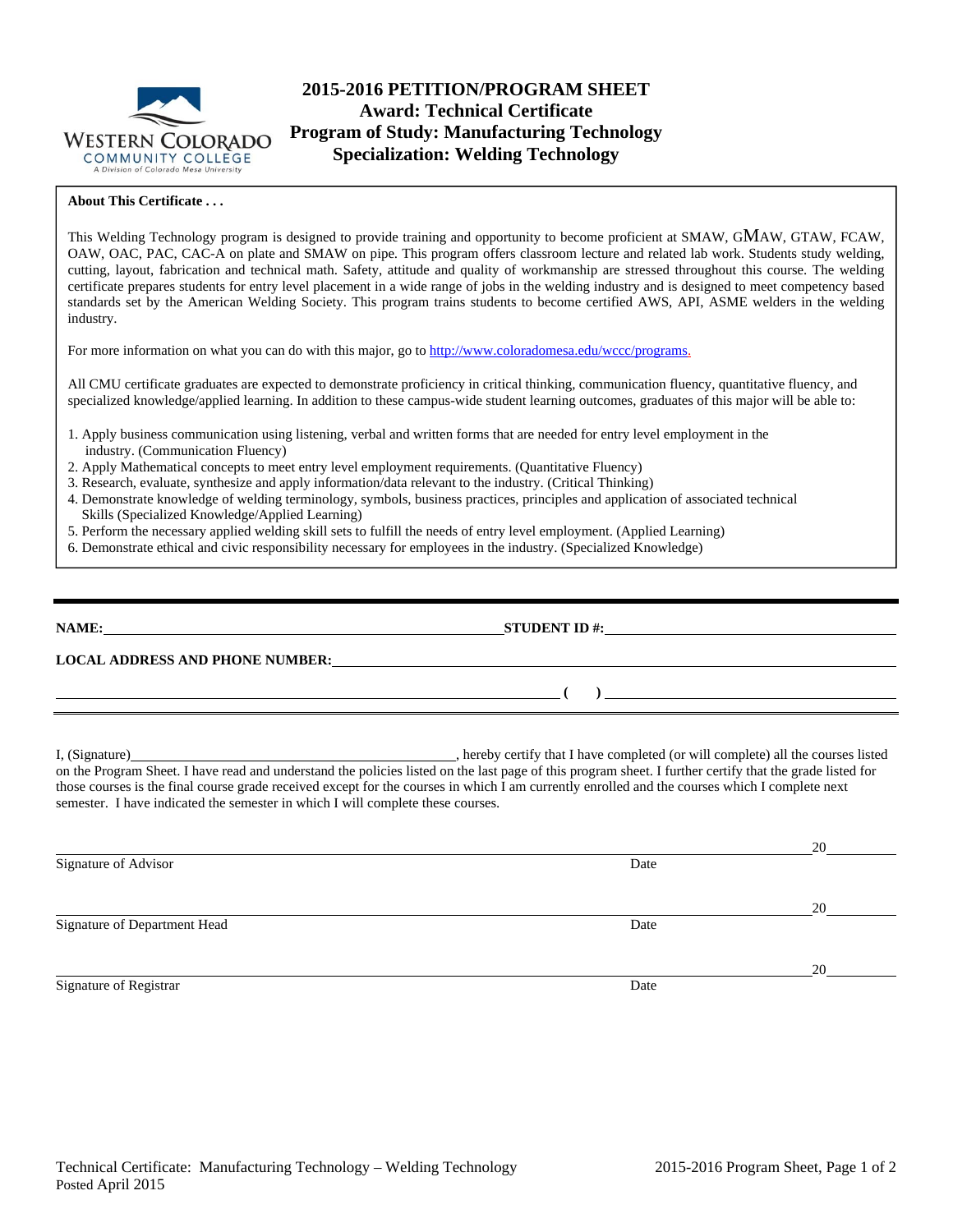WESTERN COLORADO COMMUNITY COLLEGE
A Division of Colorado Mesa University

# 2015-2016 PETITION/PROGRAM SHEET
## Award: Technical Certificate
## Program of Study: Manufacturing Technology
## Specialization: Welding Technology

**About This Certificate . . .**

This Welding Technology program is designed to provide training and opportunity to become proficient at SMAW, GMAW, GTAW, FCAW, OAW, OAC, PAC, CAC-A on plate and SMAW on pipe. This program offers classroom lecture and related lab work. Students study welding, cutting, layout, fabrication and technical math. Safety, attitude and quality of workmanship are stressed throughout this course. The welding certificate prepares students for entry level placement in a wide range of jobs in the welding industry and is designed to meet competency based standards set by the American Welding Society. This program trains students to become certified AWS, API, ASME welders in the welding industry.

For more information on what you can do with this major, go to http://www.coloradomesa.edu/wccc/programs.

All CMU certificate graduates are expected to demonstrate proficiency in critical thinking, communication fluency, quantitative fluency, and specialized knowledge/applied learning. In addition to these campus-wide student learning outcomes, graduates of this major will be able to:

1. Apply business communication using listening, verbal and written forms that are needed for entry level employment in the industry. (Communication Fluency)
2. Apply Mathematical concepts to meet entry level employment requirements. (Quantitative Fluency)
3. Research, evaluate, synthesize and apply information/data relevant to the industry. (Critical Thinking)
4. Demonstrate knowledge of welding terminology, symbols, business practices, principles and application of associated technical Skills (Specialized Knowledge/Applied Learning)
5. Perform the necessary applied welding skill sets to fulfill the needs of entry level employment. (Applied Learning)
6. Demonstrate ethical and civic responsibility necessary for employees in the industry. (Specialized Knowledge)

---

**NAME:** ______________________________ **STUDENT ID #:** ______________________________

**LOCAL ADDRESS AND PHONE NUMBER:** ______________________________

______________________________ **( )** ______________________________

I, (Signature)______________________________, hereby certify that I have completed (or will complete) all the courses listed on the Program Sheet. I have read and understand the policies listed on the last page of this program sheet. I further certify that the grade listed for those courses is the final course grade received except for the courses in which I am currently enrolled and the courses which I complete next semester. I have indicated the semester in which I will complete these courses.

______________________________ 20______
Signature of Advisor Date

______________________________ 20______
Signature of Department Head Date

______________________________ 20______
Signature of Registrar Date

Technical Certificate: Manufacturing Technology – Welding Technology
Posted April 2015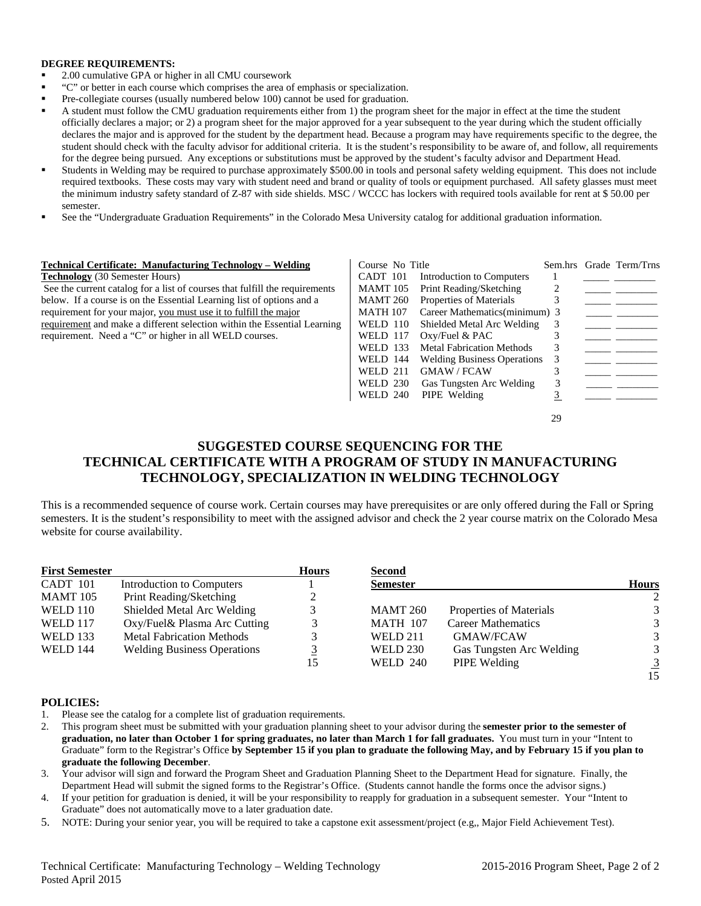**DEGREE REQUIREMENTS:**

- 2.00 cumulative GPA or higher in all CMU coursework
- "C" or better in each course which comprises the area of emphasis or specialization.
- Pre-collegiate courses (usually numbered below 100) cannot be used for graduation.
- A student must follow the CMU graduation requirements either from 1) the program sheet for the major in effect at the time the student officially declares a major; or 2) a program sheet for the major approved for a year subsequent to the year during which the student officially declares the major and is approved for the student by the department head. Because a program may have requirements specific to the degree, the student should check with the faculty advisor for additional criteria. It is the student's responsibility to be aware of, and follow, all requirements for the degree being pursued. Any exceptions or substitutions must be approved by the student's faculty advisor and Department Head.
- Students in Welding may be required to purchase approximately $500.00 in tools and personal safety welding equipment. This does not include required textbooks. These costs may vary with student need and brand or quality of tools or equipment purchased. All safety glasses must meet the minimum industry safety standard of Z-87 with side shields. MSC / WCCC has lockers with required tools available for rent at $ 50.00 per semester.
- See the "Undergraduate Graduation Requirements" in the Colorado Mesa University catalog for additional graduation information.

**Technical Certificate: Manufacturing Technology – Welding Technology** (30 Semester Hours)

See the current catalog for a list of courses that fulfill the requirements below. If a course is on the Essential Learning list of options and a requirement for your major, you must use it to fulfill the major requirement and make a different selection within the Essential Learning requirement. Need a "C" or higher in all WELD courses.

| Course No | Title | Sem.hrs | Grade | Term/Trns |
|---|---|---|---|---|
| CADT 101 | Introduction to Computers | 1 | _____ | ________ |
| MAMT 105 | Print Reading/Sketching | 2 | _____ | ________ |
| MAMT 260 | Properties of Materials | 3 | _____ | ________ |
| MATH 107 | Career Mathematics(minimum) | 3 | _____ | ________ |
| WELD 110 | Shielded Metal Arc Welding | 3 | _____ | ________ |
| WELD 117 | Oxy/Fuel & PAC | 3 | _____ | ________ |
| WELD 133 | Metal Fabrication Methods | 3 | _____ | ________ |
| WELD 144 | Welding Business Operations | 3 | _____ | ________ |
| WELD 211 | GMAW / FCAW | 3 | _____ | ________ |
| WELD 230 | Gas Tungsten Arc Welding | 3 | _____ | ________ |
| WELD 240 | PIPE Welding | 3 | _____ | ________ |
| | | 29 | | |

## SUGGESTED COURSE SEQUENCING FOR THE TECHNICAL CERTIFICATE WITH A PROGRAM OF STUDY IN MANUFACTURING TECHNOLOGY, SPECIALIZATION IN WELDING TECHNOLOGY

This is a recommended sequence of course work. Certain courses may have prerequisites or are only offered during the Fall or Spring semesters. It is the student's responsibility to meet with the assigned advisor and check the 2 year course matrix on the Colorado Mesa website for course availability.

| First Semester | | Hours |
|---|---|---|
| CADT 101 | Introduction to Computers | 1 |
| MAMT 105 | Print Reading/Sketching | 2 |
| WELD 110 | Shielded Metal Arc Welding | 3 |
| WELD 117 | Oxy/Fuel& Plasma Arc Cutting | 3 |
| WELD 133 | Metal Fabrication Methods | 3 |
| WELD 144 | Welding Business Operations | 3 |
| | | 15 |

| Second Semester | | Hours |
|---|---|---|
| | | 2 |
| MAMT 260 | Properties of Materials | 3 |
| MATH 107 | Career Mathematics | 3 |
| WELD 211 | GMAW/FCAW | 3 |
| WELD 230 | Gas Tungsten Arc Welding | 3 |
| WELD 240 | PIPE Welding | 3 |
| | | 15 |

**POLICIES:**

1. Please see the catalog for a complete list of graduation requirements.
2. This program sheet must be submitted with your graduation planning sheet to your advisor during the **semester prior to the semester of graduation, no later than October 1 for spring graduates, no later than March 1 for fall graduates.** You must turn in your "Intent to Graduate" form to the Registrar's Office **by September 15 if you plan to graduate the following May, and by February 15 if you plan to graduate the following December**.
3. Your advisor will sign and forward the Program Sheet and Graduation Planning Sheet to the Department Head for signature. Finally, the Department Head will submit the signed forms to the Registrar's Office. (Students cannot handle the forms once the advisor signs.)
4. If your petition for graduation is denied, it will be your responsibility to reapply for graduation in a subsequent semester. Your "Intent to Graduate" does not automatically move to a later graduation date.
5. NOTE: During your senior year, you will be required to take a capstone exit assessment/project (e.g,, Major Field Achievement Test).

Posted April 2015